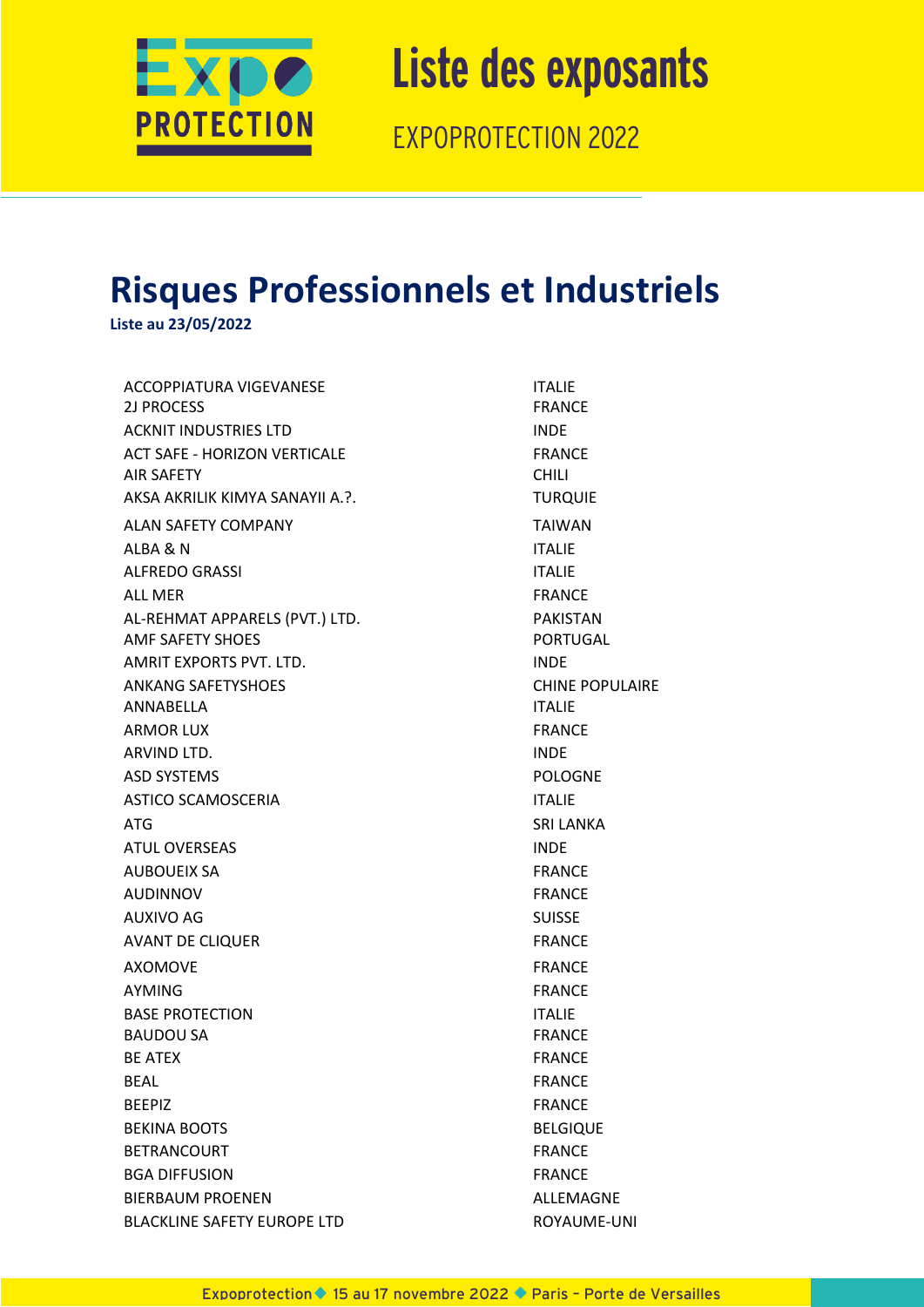# Liste des exposants

EXPOPROTECTION 2022

## Risques Professionnels et Industriels

**Liste au 23/05/2022**

| | |
|---|---|
| ACCOPPIATURA VIGEVANESE | ITALIE |
| 2J PROCESS | FRANCE |
| ACKNIT INDUSTRIES LTD | INDE |
| ACT SAFE - HORIZON VERTICALE | FRANCE |
| AIR SAFETY | CHILI |
| AKSA AKRILIK KIMYA SANAYII A.?. | TURQUIE |
| ALAN SAFETY COMPANY | TAIWAN |
| ALBA & N | ITALIE |
| ALFREDO GRASSI | ITALIE |
| ALL MER | FRANCE |
| AL-REHMAT APPARELS (PVT.) LTD. | PAKISTAN |
| AMF SAFETY SHOES | PORTUGAL |
| AMRIT EXPORTS PVT. LTD. | INDE |
| ANKANG SAFETYSHOES | CHINE POPULAIRE |
| ANNABELLA | ITALIE |
| ARMOR LUX | FRANCE |
| ARVIND LTD. | INDE |
| ASD SYSTEMS | POLOGNE |
| ASTICO SCAMOSCERIA | ITALIE |
| ATG | SRI LANKA |
| ATUL OVERSEAS | INDE |
| AUBOUEIX SA | FRANCE |
| AUDINNOV | FRANCE |
| AUXIVO AG | SUISSE |
| AVANT DE CLIQUER | FRANCE |
| AXOMOVE | FRANCE |
| AYMING | FRANCE |
| BASE PROTECTION | ITALIE |
| BAUDOU SA | FRANCE |
| BE ATEX | FRANCE |
| BEAL | FRANCE |
| BEEPIZ | FRANCE |
| BEKINA BOOTS | BELGIQUE |
| BETRANCOURT | FRANCE |
| BGA DIFFUSION | FRANCE |
| BIERBAUM PROENEN | ALLEMAGNE |
| BLACKLINE SAFETY EUROPE LTD | ROYAUME-UNI |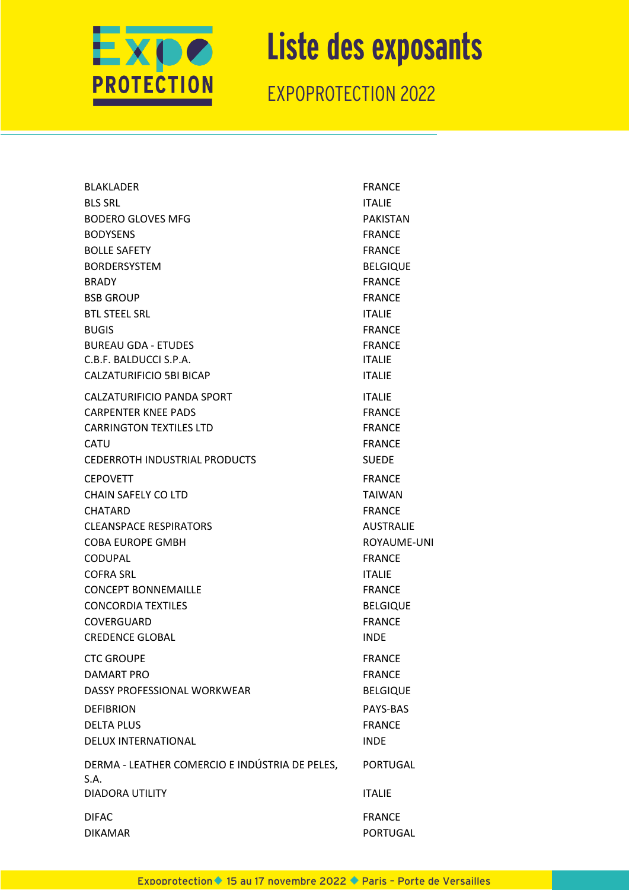# Liste des exposants

EXPOPROTECTION 2022

| | |
|---|---|
| BLAKLADER | FRANCE |
| BLS SRL | ITALIE |
| BODERO GLOVES MFG | PAKISTAN |
| BODYSENS | FRANCE |
| BOLLE SAFETY | FRANCE |
| BORDERSYSTEM | BELGIQUE |
| BRADY | FRANCE |
| BSB GROUP | FRANCE |
| BTL STEEL SRL | ITALIE |
| BUGIS | FRANCE |
| BUREAU GDA - ETUDES | FRANCE |
| C.B.F. BALDUCCI S.P.A. | ITALIE |
| CALZATURIFICIO 5BI BICAP | ITALIE |
| CALZATURIFICIO PANDA SPORT | ITALIE |
| CARPENTER KNEE PADS | FRANCE |
| CARRINGTON TEXTILES LTD | FRANCE |
| CATU | FRANCE |
| CEDERROTH INDUSTRIAL PRODUCTS | SUEDE |
| CEPOVETT | FRANCE |
| CHAIN SAFELY CO LTD | TAIWAN |
| CHATARD | FRANCE |
| CLEANSPACE RESPIRATORS | AUSTRALIE |
| COBA EUROPE GMBH | ROYAUME-UNI |
| CODUPAL | FRANCE |
| COFRA SRL | ITALIE |
| CONCEPT BONNEMAILLE | FRANCE |
| CONCORDIA TEXTILES | BELGIQUE |
| COVERGUARD | FRANCE |
| CREDENCE GLOBAL | INDE |
| CTC GROUPE | FRANCE |
| DAMART PRO | FRANCE |
| DASSY PROFESSIONAL WORKWEAR | BELGIQUE |
| DEFIBRION | PAYS-BAS |
| DELTA PLUS | FRANCE |
| DELUX INTERNATIONAL | INDE |
| DERMA - LEATHER COMERCIO E INDÚSTRIA DE PELES, S.A. | PORTUGAL |
| DIADORA UTILITY | ITALIE |
| DIFAC | FRANCE |
| DIKAMAR | PORTUGAL |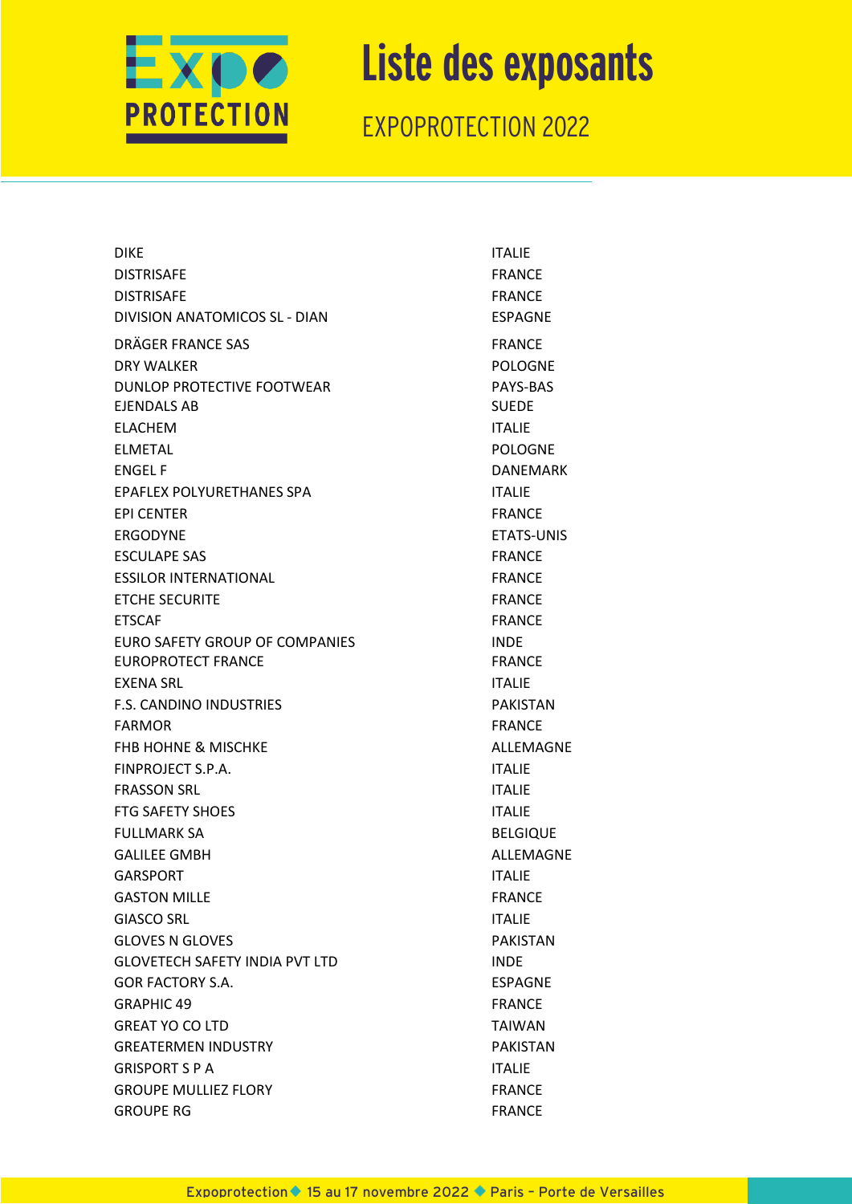# Liste des exposants

EXPOPROTECTION 2022

| | |
|---|---|
| DIKE | ITALIE |
| DISTRISAFE | FRANCE |
| DISTRISAFE | FRANCE |
| DIVISION ANATOMICOS SL - DIAN | ESPAGNE |
| DRÄGER FRANCE SAS | FRANCE |
| DRY WALKER | POLOGNE |
| DUNLOP PROTECTIVE FOOTWEAR | PAYS-BAS |
| EJENDALS AB | SUEDE |
| ELACHEM | ITALIE |
| ELMETAL | POLOGNE |
| ENGEL F | DANEMARK |
| EPAFLEX POLYURETHANES SPA | ITALIE |
| EPI CENTER | FRANCE |
| ERGODYNE | ETATS-UNIS |
| ESCULAPE SAS | FRANCE |
| ESSILOR INTERNATIONAL | FRANCE |
| ETCHE SECURITE | FRANCE |
| ETSCAF | FRANCE |
| EURO SAFETY GROUP OF COMPANIES | INDE |
| EUROPROTECT FRANCE | FRANCE |
| EXENA SRL | ITALIE |
| F.S. CANDINO INDUSTRIES | PAKISTAN |
| FARMOR | FRANCE |
| FHB HOHNE & MISCHKE | ALLEMAGNE |
| FINPROJECT S.P.A. | ITALIE |
| FRASSON SRL | ITALIE |
| FTG SAFETY SHOES | ITALIE |
| FULLMARK SA | BELGIQUE |
| GALILEE GMBH | ALLEMAGNE |
| GARSPORT | ITALIE |
| GASTON MILLE | FRANCE |
| GIASCO SRL | ITALIE |
| GLOVES N GLOVES | PAKISTAN |
| GLOVETECH SAFETY INDIA PVT LTD | INDE |
| GOR FACTORY S.A. | ESPAGNE |
| GRAPHIC 49 | FRANCE |
| GREAT YO CO LTD | TAIWAN |
| GREATERMEN INDUSTRY | PAKISTAN |
| GRISPORT S P A | ITALIE |
| GROUPE MULLIEZ FLORY | FRANCE |
| GROUPE RG | FRANCE |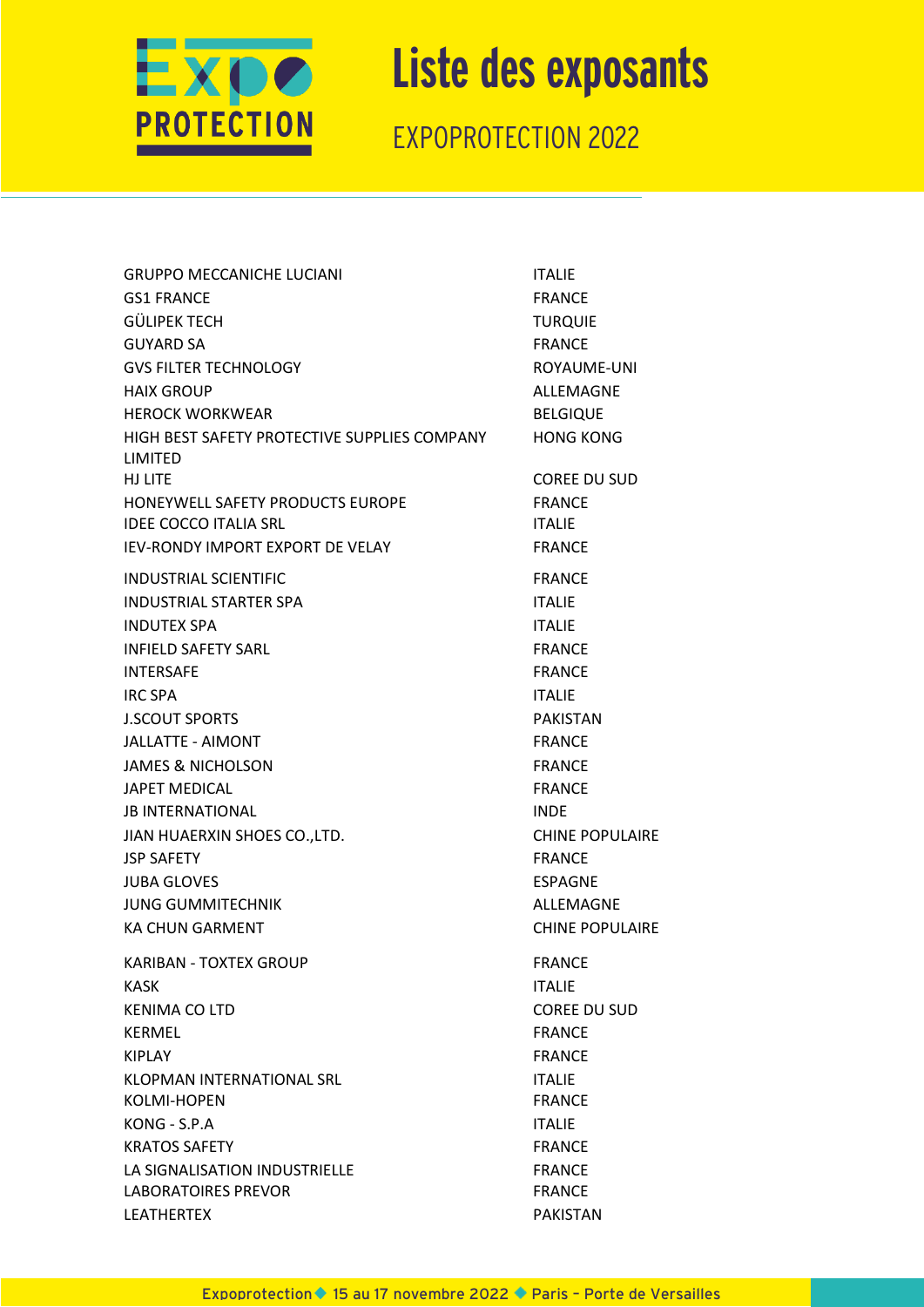# Liste des exposants

EXPOPROTECTION 2022

| | |
|---|---|
| GRUPPO MECCANICHE LUCIANI | ITALIE |
| GS1 FRANCE | FRANCE |
| GÜLIPEK TECH | TURQUIE |
| GUYARD SA | FRANCE |
| GVS FILTER TECHNOLOGY | ROYAUME-UNI |
| HAIX GROUP | ALLEMAGNE |
| HEROCK WORKWEAR | BELGIQUE |
| HIGH BEST SAFETY PROTECTIVE SUPPLIES COMPANY LIMITED | HONG KONG |
| HJ LITE | COREE DU SUD |
| HONEYWELL SAFETY PRODUCTS EUROPE | FRANCE |
| IDEE COCCO ITALIA SRL | ITALIE |
| IEV-RONDY IMPORT EXPORT DE VELAY | FRANCE |
| INDUSTRIAL SCIENTIFIC | FRANCE |
| INDUSTRIAL STARTER SPA | ITALIE |
| INDUTEX SPA | ITALIE |
| INFIELD SAFETY SARL | FRANCE |
| INTERSAFE | FRANCE |
| IRC SPA | ITALIE |
| J.SCOUT SPORTS | PAKISTAN |
| JALLATTE - AIMONT | FRANCE |
| JAMES & NICHOLSON | FRANCE |
| JAPET MEDICAL | FRANCE |
| JB INTERNATIONAL | INDE |
| JIAN HUAERXIN SHOES CO.,LTD. | CHINE POPULAIRE |
| JSP SAFETY | FRANCE |
| JUBA GLOVES | ESPAGNE |
| JUNG GUMMITECHNIK | ALLEMAGNE |
| KA CHUN GARMENT | CHINE POPULAIRE |
| KARIBAN - TOXTEX GROUP | FRANCE |
| KASK | ITALIE |
| KENIMA CO LTD | COREE DU SUD |
| KERMEL | FRANCE |
| KIPLAY | FRANCE |
| KLOPMAN INTERNATIONAL SRL | ITALIE |
| KOLMI-HOPEN | FRANCE |
| KONG - S.P.A | ITALIE |
| KRATOS SAFETY | FRANCE |
| LA SIGNALISATION INDUSTRIELLE | FRANCE |
| LABORATOIRES PREVOR | FRANCE |
| LEATHERTEX | PAKISTAN |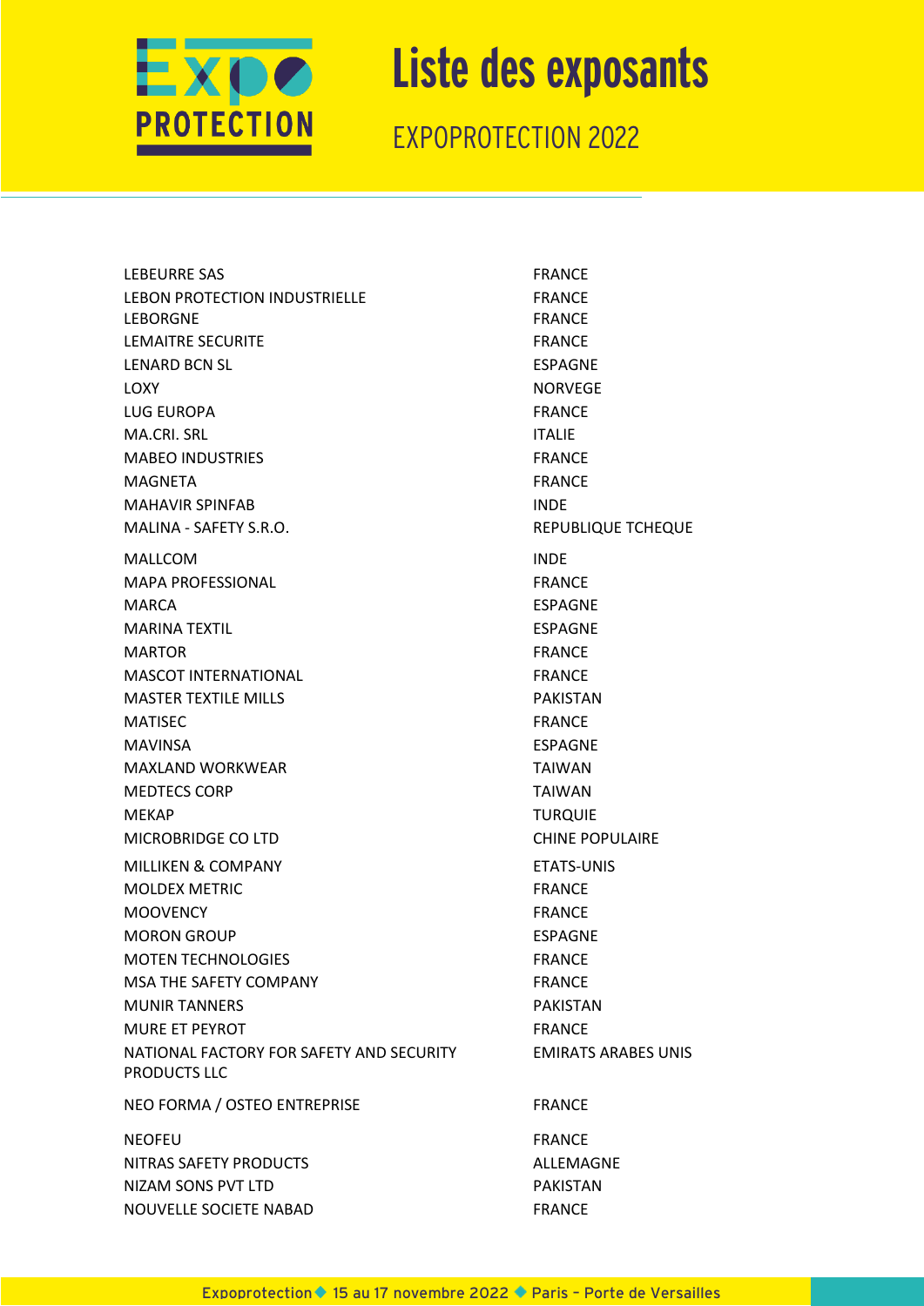# Liste des exposants

EXPOPROTECTION 2022

| | |
|---|---|
| LEBEURRE SAS | FRANCE |
| LEBON PROTECTION INDUSTRIELLE | FRANCE |
| LEBORGNE | FRANCE |
| LEMAITRE SECURITE | FRANCE |
| LENARD BCN SL | ESPAGNE |
| LOXY | NORVEGE |
| LUG EUROPA | FRANCE |
| MA.CRI. SRL | ITALIE |
| MABEO INDUSTRIES | FRANCE |
| MAGNETA | FRANCE |
| MAHAVIR SPINFAB | INDE |
| MALINA - SAFETY S.R.O. | REPUBLIQUE TCHEQUE |
| MALLCOM | INDE |
| MAPA PROFESSIONAL | FRANCE |
| MARCA | ESPAGNE |
| MARINA TEXTIL | ESPAGNE |
| MARTOR | FRANCE |
| MASCOT INTERNATIONAL | FRANCE |
| MASTER TEXTILE MILLS | PAKISTAN |
| MATISEC | FRANCE |
| MAVINSA | ESPAGNE |
| MAXLAND WORKWEAR | TAIWAN |
| MEDTECS CORP | TAIWAN |
| MEKAP | TURQUIE |
| MICROBRIDGE CO LTD | CHINE POPULAIRE |
| MILLIKEN & COMPANY | ETATS-UNIS |
| MOLDEX METRIC | FRANCE |
| MOOVENCY | FRANCE |
| MORON GROUP | ESPAGNE |
| MOTEN TECHNOLOGIES | FRANCE |
| MSA THE SAFETY COMPANY | FRANCE |
| MUNIR TANNERS | PAKISTAN |
| MURE ET PEYROT | FRANCE |
| NATIONAL FACTORY FOR SAFETY AND SECURITY PRODUCTS LLC | EMIRATS ARABES UNIS |
| NEO FORMA / OSTEO ENTREPRISE | FRANCE |
| NEOFEU | FRANCE |
| NITRAS SAFETY PRODUCTS | ALLEMAGNE |
| NIZAM SONS PVT LTD | PAKISTAN |
| NOUVELLE SOCIETE NABAD | FRANCE |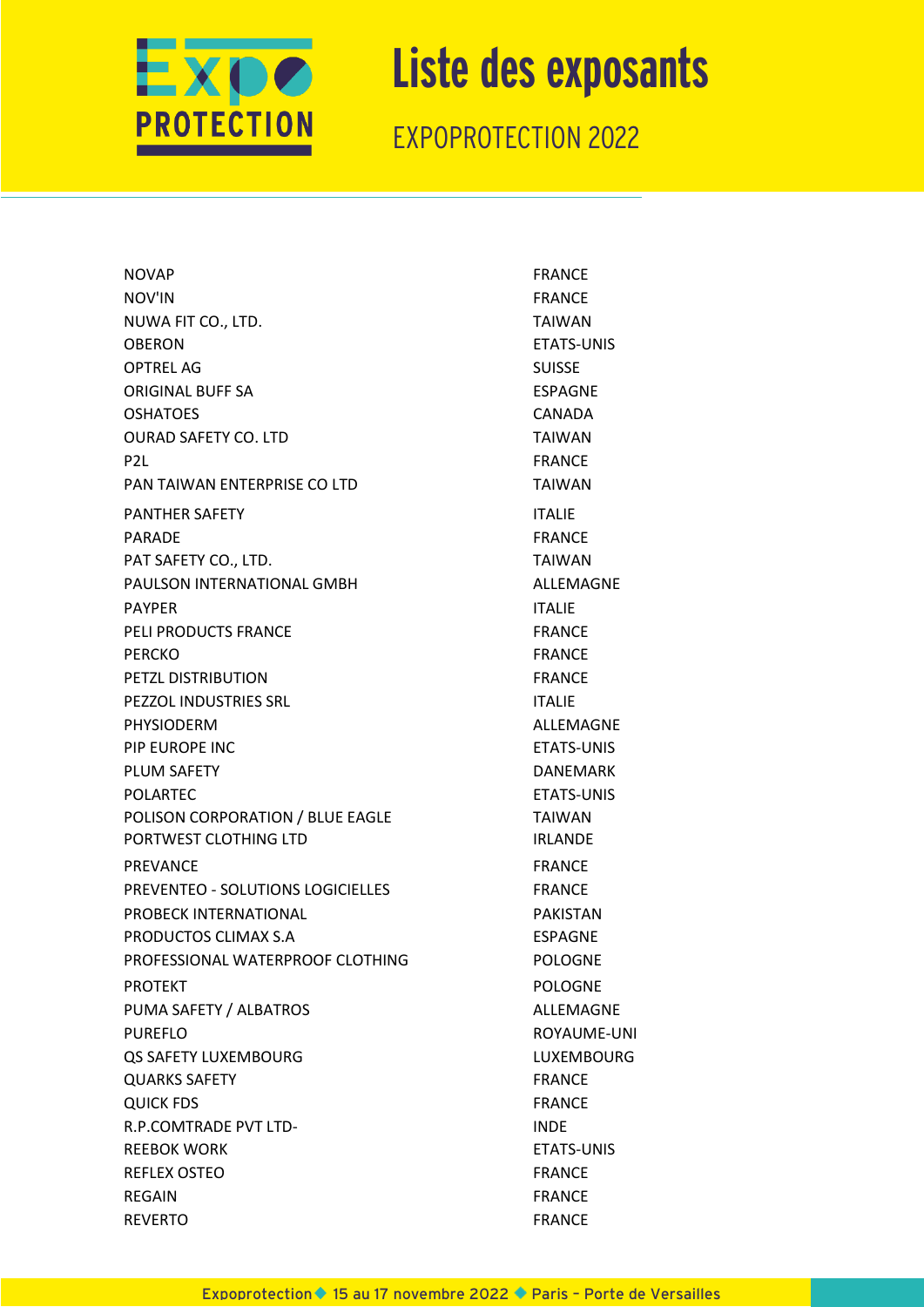# Liste des exposants

EXPOPROTECTION 2022

| | |
|---|---|
| NOVAP | FRANCE |
| NOV'IN | FRANCE |
| NUWA FIT CO., LTD. | TAIWAN |
| OBERON | ETATS-UNIS |
| OPTREL AG | SUISSE |
| ORIGINAL BUFF SA | ESPAGNE |
| OSHATOES | CANADA |
| OURAD SAFETY CO. LTD | TAIWAN |
| P2L | FRANCE |
| PAN TAIWAN ENTERPRISE CO LTD | TAIWAN |
| PANTHER SAFETY | ITALIE |
| PARADE | FRANCE |
| PAT SAFETY CO., LTD. | TAIWAN |
| PAULSON INTERNATIONAL GMBH | ALLEMAGNE |
| PAYPER | ITALIE |
| PELI PRODUCTS FRANCE | FRANCE |
| PERCKO | FRANCE |
| PETZL DISTRIBUTION | FRANCE |
| PEZZOL INDUSTRIES SRL | ITALIE |
| PHYSIODERM | ALLEMAGNE |
| PIP EUROPE INC | ETATS-UNIS |
| PLUM SAFETY | DANEMARK |
| POLARTEC | ETATS-UNIS |
| POLISON CORPORATION / BLUE EAGLE | TAIWAN |
| PORTWEST CLOTHING LTD | IRLANDE |
| PREVANCE | FRANCE |
| PREVENTEO - SOLUTIONS LOGICIELLES | FRANCE |
| PROBECK INTERNATIONAL | PAKISTAN |
| PRODUCTOS CLIMAX S.A | ESPAGNE |
| PROFESSIONAL WATERPROOF CLOTHING | POLOGNE |
| PROTEKT | POLOGNE |
| PUMA SAFETY / ALBATROS | ALLEMAGNE |
| PUREFLO | ROYAUME-UNI |
| QS SAFETY LUXEMBOURG | LUXEMBOURG |
| QUARKS SAFETY | FRANCE |
| QUICK FDS | FRANCE |
| R.P.COMTRADE PVT LTD- | INDE |
| REEBOK WORK | ETATS-UNIS |
| REFLEX OSTEO | FRANCE |
| REGAIN | FRANCE |
| REVERTO | FRANCE |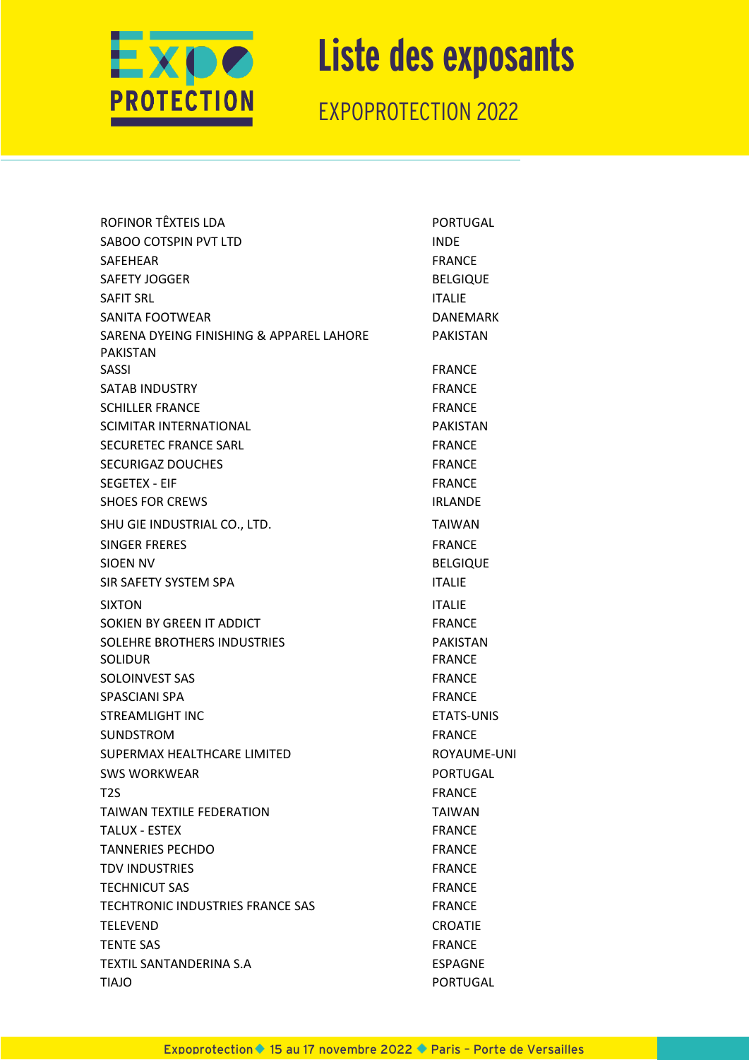# Liste des exposants

EXPOPROTECTION 2022

| | |
|---|---|
| ROFINOR TÊXTEIS LDA | PORTUGAL |
| SABOO COTSPIN PVT LTD | INDE |
| SAFEHEAR | FRANCE |
| SAFETY JOGGER | BELGIQUE |
| SAFIT SRL | ITALIE |
| SANITA FOOTWEAR | DANEMARK |
| SARENA DYEING FINISHING & APPAREL LAHORE PAKISTAN | PAKISTAN |
| SASSI | FRANCE |
| SATAB INDUSTRY | FRANCE |
| SCHILLER FRANCE | FRANCE |
| SCIMITAR INTERNATIONAL | PAKISTAN |
| SECURETEC FRANCE SARL | FRANCE |
| SECURIGAZ DOUCHES | FRANCE |
| SEGETEX - EIF | FRANCE |
| SHOES FOR CREWS | IRLANDE |
| SHU GIE INDUSTRIAL CO., LTD. | TAIWAN |
| SINGER FRERES | FRANCE |
| SIOEN NV | BELGIQUE |
| SIR SAFETY SYSTEM SPA | ITALIE |
| SIXTON | ITALIE |
| SOKIEN BY GREEN IT ADDICT | FRANCE |
| SOLEHRE BROTHERS INDUSTRIES | PAKISTAN |
| SOLIDUR | FRANCE |
| SOLOINVEST SAS | FRANCE |
| SPASCIANI SPA | FRANCE |
| STREAMLIGHT INC | ETATS-UNIS |
| SUNDSTROM | FRANCE |
| SUPERMAX HEALTHCARE LIMITED | ROYAUME-UNI |
| SWS WORKWEAR | PORTUGAL |
| T2S | FRANCE |
| TAIWAN TEXTILE FEDERATION | TAIWAN |
| TALUX - ESTEX | FRANCE |
| TANNERIES PECHDO | FRANCE |
| TDV INDUSTRIES | FRANCE |
| TECHNICUT SAS | FRANCE |
| TECHTRONIC INDUSTRIES FRANCE SAS | FRANCE |
| TELEVEND | CROATIE |
| TENTE SAS | FRANCE |
| TEXTIL SANTANDERINA S.A | ESPAGNE |
| TIAJO | PORTUGAL |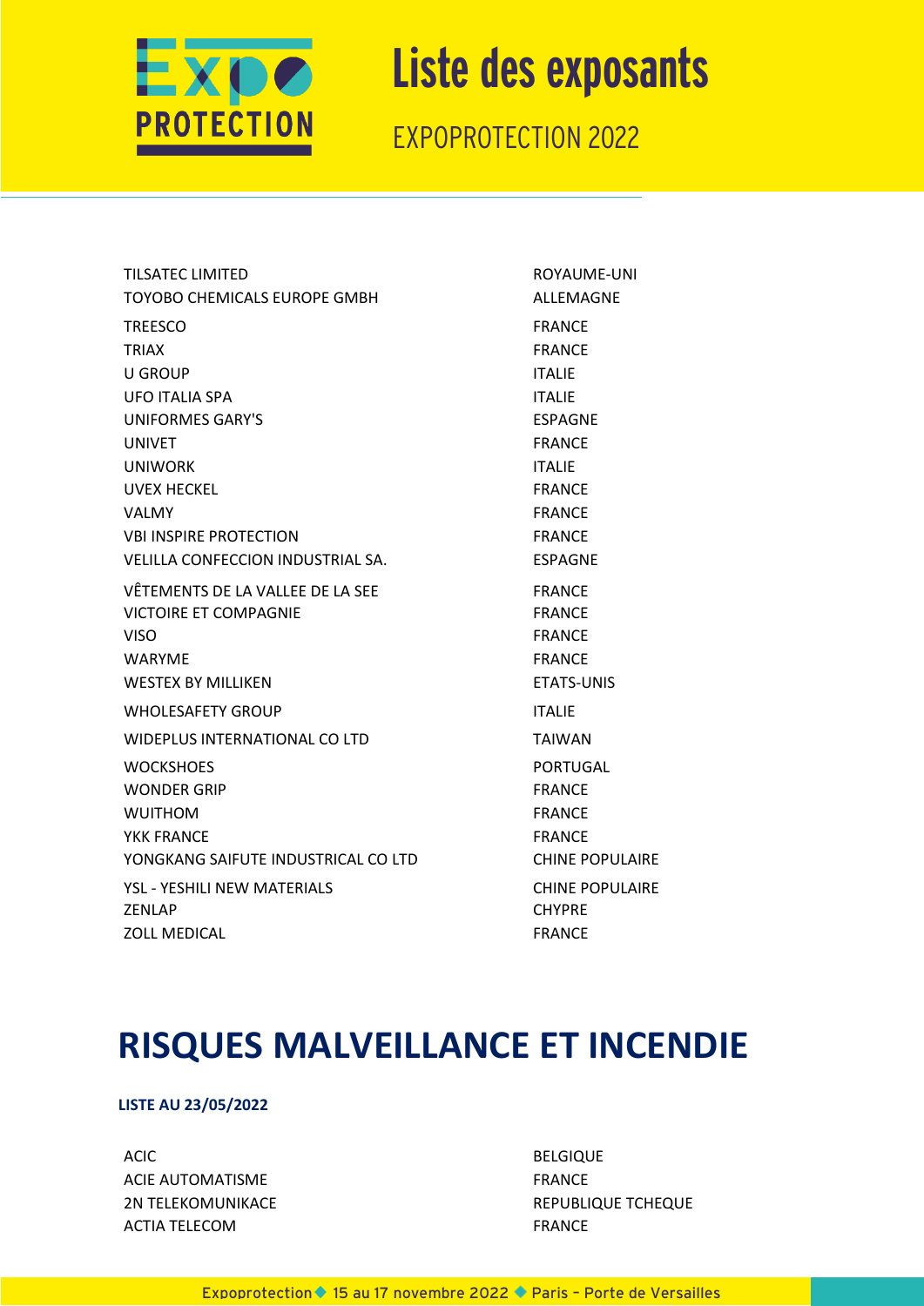| | |
|---|---|
| TILSATEC LIMITED | ROYAUME-UNI |
| TOYOBO CHEMICALS EUROPE GMBH | ALLEMAGNE |
| TREESCO | FRANCE |
| TRIAX | FRANCE |
| U GROUP | ITALIE |
| UFO ITALIA SPA | ITALIE |
| UNIFORMES GARY'S | ESPAGNE |
| UNIVET | FRANCE |
| UNIWORK | ITALIE |
| UVEX HECKEL | FRANCE |
| VALMY | FRANCE |
| VBI INSPIRE PROTECTION | FRANCE |
| VELILLA CONFECCION INDUSTRIAL SA. | ESPAGNE |
| VÊTEMENTS DE LA VALLEE DE LA SEE | FRANCE |
| VICTOIRE ET COMPAGNIE | FRANCE |
| VISO | FRANCE |
| WARYME | FRANCE |
| WESTEX BY MILLIKEN | ETATS-UNIS |
| WHOLESAFETY GROUP | ITALIE |
| WIDEPLUS INTERNATIONAL CO LTD | TAIWAN |
| WOCKSHOES | PORTUGAL |
| WONDER GRIP | FRANCE |
| WUITHOM | FRANCE |
| YKK FRANCE | FRANCE |
| YONGKANG SAIFUTE INDUSTRICAL CO LTD | CHINE POPULAIRE |
| YSL - YESHILI NEW MATERIALS | CHINE POPULAIRE |
| ZENLAP | CHYPRE |
| ZOLL MEDICAL | FRANCE |

# RISQUES MALVEILLANCE ET INCENDIE

**LISTE AU 23/05/2022**

| | |
|---|---|
| ACIC | BELGIQUE |
| ACIE AUTOMATISME | FRANCE |
| 2N TELEKOMUNIKACE | REPUBLIQUE TCHEQUE |
| ACTIA TELECOM | FRANCE |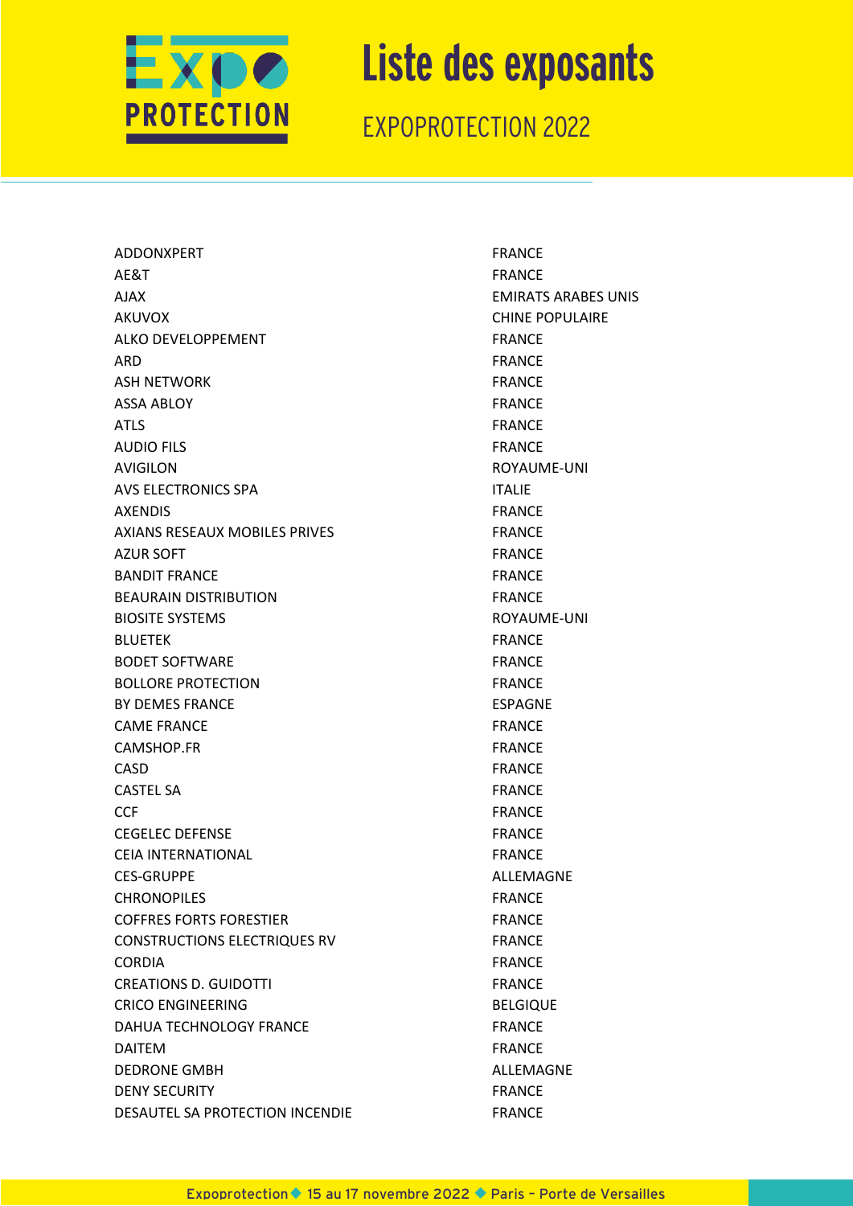# Liste des exposants

## EXPOPROTECTION 2022

| | |
|---|---|
| ADDONXPERT | FRANCE |
| AE&T | FRANCE |
| AJAX | EMIRATS ARABES UNIS |
| AKUVOX | CHINE POPULAIRE |
| ALKO DEVELOPPEMENT | FRANCE |
| ARD | FRANCE |
| ASH NETWORK | FRANCE |
| ASSA ABLOY | FRANCE |
| ATLS | FRANCE |
| AUDIO FILS | FRANCE |
| AVIGILON | ROYAUME-UNI |
| AVS ELECTRONICS SPA | ITALIE |
| AXENDIS | FRANCE |
| AXIANS RESEAUX MOBILES PRIVES | FRANCE |
| AZUR SOFT | FRANCE |
| BANDIT FRANCE | FRANCE |
| BEAURAIN DISTRIBUTION | FRANCE |
| BIOSITE SYSTEMS | ROYAUME-UNI |
| BLUETEK | FRANCE |
| BODET SOFTWARE | FRANCE |
| BOLLORE PROTECTION | FRANCE |
| BY DEMES FRANCE | ESPAGNE |
| CAME FRANCE | FRANCE |
| CAMSHOP.FR | FRANCE |
| CASD | FRANCE |
| CASTEL SA | FRANCE |
| CCF | FRANCE |
| CEGELEC DEFENSE | FRANCE |
| CEIA INTERNATIONAL | FRANCE |
| CES-GRUPPE | ALLEMAGNE |
| CHRONOPILES | FRANCE |
| COFFRES FORTS FORESTIER | FRANCE |
| CONSTRUCTIONS ELECTRIQUES RV | FRANCE |
| CORDIA | FRANCE |
| CREATIONS D. GUIDOTTI | FRANCE |
| CRICO ENGINEERING | BELGIQUE |
| DAHUA TECHNOLOGY FRANCE | FRANCE |
| DAITEM | FRANCE |
| DEDRONE GMBH | ALLEMAGNE |
| DENY SECURITY | FRANCE |
| DESAUTEL SA PROTECTION INCENDIE | FRANCE |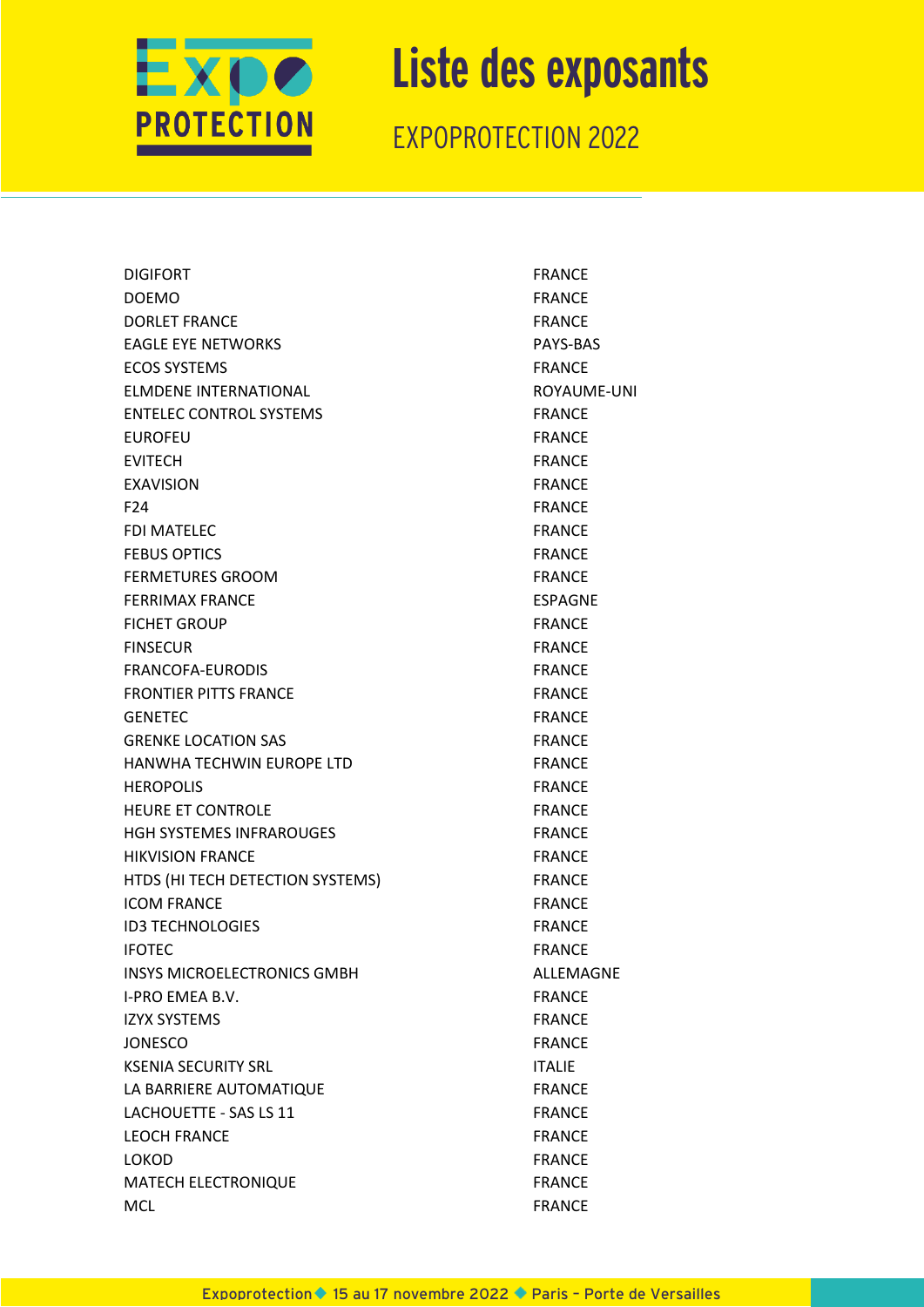# Liste des exposants

EXPOPROTECTION 2022

| | |
|---|---|
| DIGIFORT | FRANCE |
| DOEMO | FRANCE |
| DORLET FRANCE | FRANCE |
| EAGLE EYE NETWORKS | PAYS-BAS |
| ECOS SYSTEMS | FRANCE |
| ELMDENE INTERNATIONAL | ROYAUME-UNI |
| ENTELEC CONTROL SYSTEMS | FRANCE |
| EUROFEU | FRANCE |
| EVITECH | FRANCE |
| EXAVISION | FRANCE |
| F24 | FRANCE |
| FDI MATELEC | FRANCE |
| FEBUS OPTICS | FRANCE |
| FERMETURES GROOM | FRANCE |
| FERRIMAX FRANCE | ESPAGNE |
| FICHET GROUP | FRANCE |
| FINSECUR | FRANCE |
| FRANCOFA-EURODIS | FRANCE |
| FRONTIER PITTS FRANCE | FRANCE |
| GENETEC | FRANCE |
| GRENKE LOCATION SAS | FRANCE |
| HANWHA TECHWIN EUROPE LTD | FRANCE |
| HEROPOLIS | FRANCE |
| HEURE ET CONTROLE | FRANCE |
| HGH SYSTEMES INFRAROUGES | FRANCE |
| HIKVISION FRANCE | FRANCE |
| HTDS (HI TECH DETECTION SYSTEMS) | FRANCE |
| ICOM FRANCE | FRANCE |
| ID3 TECHNOLOGIES | FRANCE |
| IFOTEC | FRANCE |
| INSYS MICROELECTRONICS GMBH | ALLEMAGNE |
| I-PRO EMEA B.V. | FRANCE |
| IZYX SYSTEMS | FRANCE |
| JONESCO | FRANCE |
| KSENIA SECURITY SRL | ITALIE |
| LA BARRIERE AUTOMATIQUE | FRANCE |
| LACHOUETTE - SAS LS 11 | FRANCE |
| LEOCH FRANCE | FRANCE |
| LOKOD | FRANCE |
| MATECH ELECTRONIQUE | FRANCE |
| MCL | FRANCE |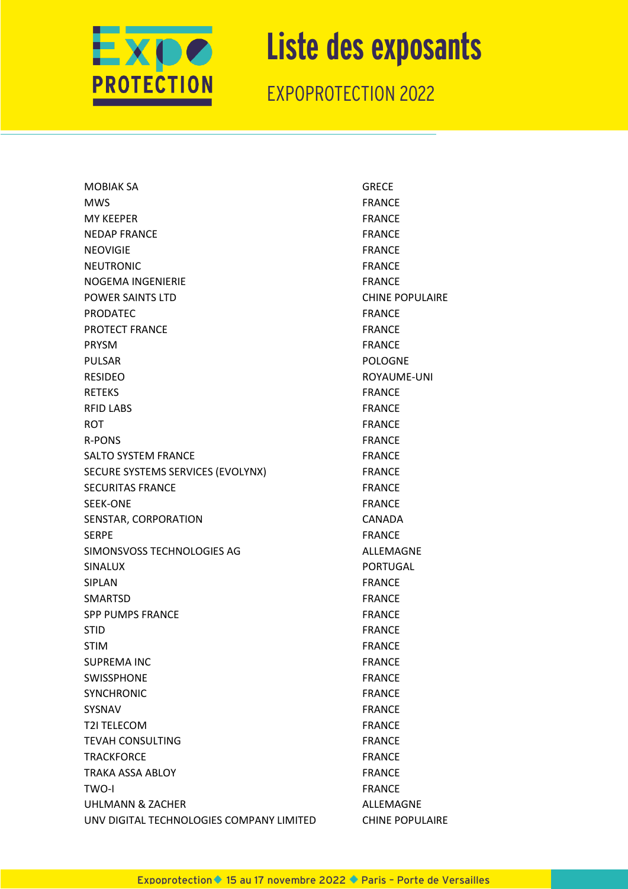# Liste des exposants

EXPOPROTECTION 2022

| | |
|---|---|
| MOBIAK SA | GRECE |
| MWS | FRANCE |
| MY KEEPER | FRANCE |
| NEDAP FRANCE | FRANCE |
| NEOVIGIE | FRANCE |
| NEUTRONIC | FRANCE |
| NOGEMA INGENIERIE | FRANCE |
| POWER SAINTS LTD | CHINE POPULAIRE |
| PRODATEC | FRANCE |
| PROTECT FRANCE | FRANCE |
| PRYSM | FRANCE |
| PULSAR | POLOGNE |
| RESIDEO | ROYAUME-UNI |
| RETEKS | FRANCE |
| RFID LABS | FRANCE |
| ROT | FRANCE |
| R-PONS | FRANCE |
| SALTO SYSTEM FRANCE | FRANCE |
| SECURE SYSTEMS SERVICES (EVOLYNX) | FRANCE |
| SECURITAS FRANCE | FRANCE |
| SEEK-ONE | FRANCE |
| SENSTAR, CORPORATION | CANADA |
| SERPE | FRANCE |
| SIMONSVOSS TECHNOLOGIES AG | ALLEMAGNE |
| SINALUX | PORTUGAL |
| SIPLAN | FRANCE |
| SMARTSD | FRANCE |
| SPP PUMPS FRANCE | FRANCE |
| STID | FRANCE |
| STIM | FRANCE |
| SUPREMA INC | FRANCE |
| SWISSPHONE | FRANCE |
| SYNCHRONIC | FRANCE |
| SYSNAV | FRANCE |
| T2I TELECOM | FRANCE |
| TEVAH CONSULTING | FRANCE |
| TRACKFORCE | FRANCE |
| TRAKA ASSA ABLOY | FRANCE |
| TWO-I | FRANCE |
| UHLMANN & ZACHER | ALLEMAGNE |
| UNV DIGITAL TECHNOLOGIES COMPANY LIMITED | CHINE POPULAIRE |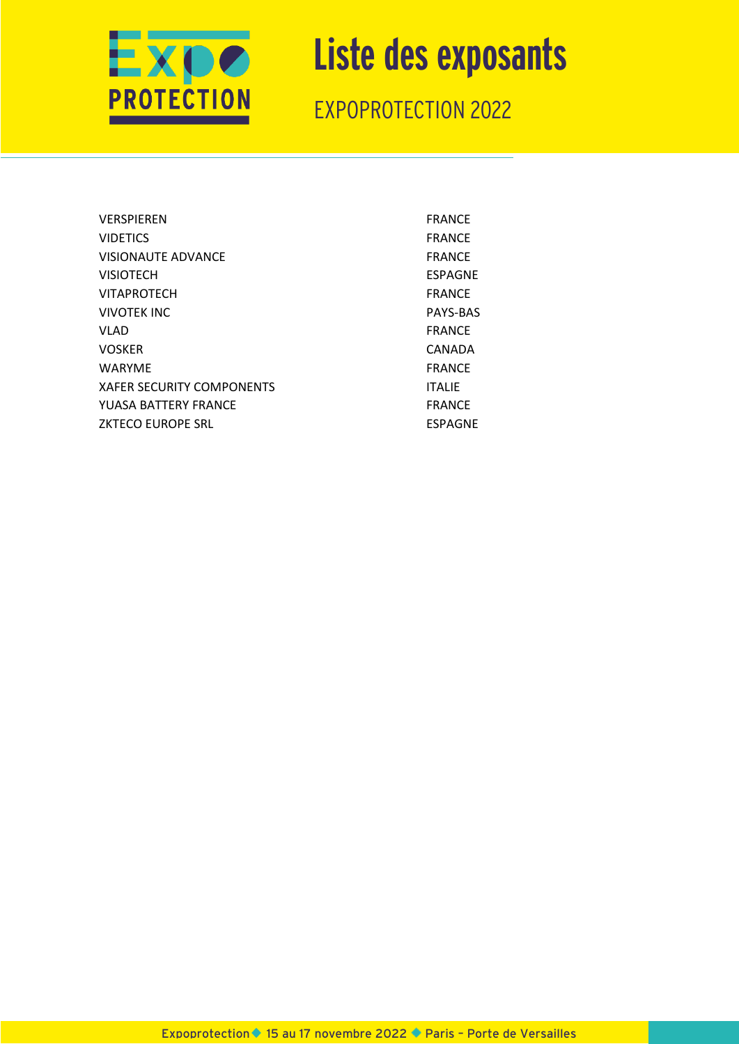# Liste des exposants

EXPOPROTECTION 2022

| | |
|---|---|
| VERSPIEREN | FRANCE |
| VIDETICS | FRANCE |
| VISIONAUTE ADVANCE | FRANCE |
| VISIOTECH | ESPAGNE |
| VITAPROTECH | FRANCE |
| VIVOTEK INC | PAYS-BAS |
| VLAD | FRANCE |
| VOSKER | CANADA |
| WARYME | FRANCE |
| XAFER SECURITY COMPONENTS | ITALIE |
| YUASA BATTERY FRANCE | FRANCE |
| ZKTECO EUROPE SRL | ESPAGNE |